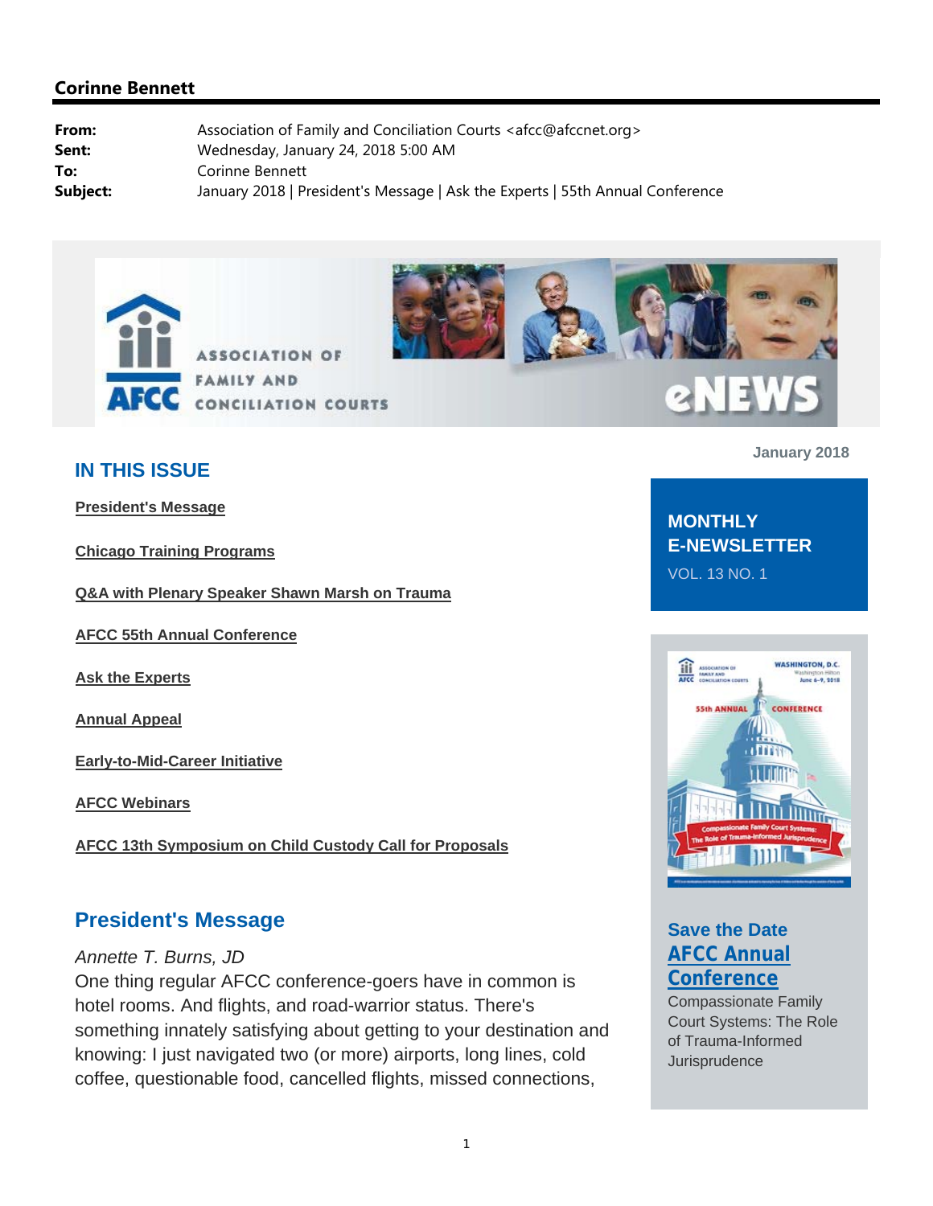## Corinne Bennett

**From:** Association of Family and Conciliation Courts <afcc@afccnet.org>
**Sent:** Wednesday, January 24, 2018 5:00 AM
**To:** Corinne Bennett
**Subject:** January 2018 | President's Message | Ask the Experts | 55th Annual Conference

ASSOCIATION OF FAMILY AND CONCILIATION COURTS

AFCC eNEWS

January 2018

**MONTHLY E-NEWSLETTER**
VOL. 13 NO. 1

## IN THIS ISSUE

**President's Message**

**Chicago Training Programs**

**Q&A with Plenary Speaker Shawn Marsh on Trauma**

**AFCC 55th Annual Conference**

**Ask the Experts**

**Annual Appeal**

**Early-to-Mid-Career Initiative**

**AFCC Webinars**

**AFCC 13th Symposium on Child Custody Call for Proposals**

### Save the Date
### AFCC Annual Conference

Compassionate Family Court Systems: The Role of Trauma-Informed Jurisprudence

## President's Message

*Annette T. Burns, JD*

One thing regular AFCC conference-goers have in common is hotel rooms. And flights, and road-warrior status. There's something innately satisfying about getting to your destination and knowing: I just navigated two (or more) airports, long lines, cold coffee, questionable food, cancelled flights, missed connections,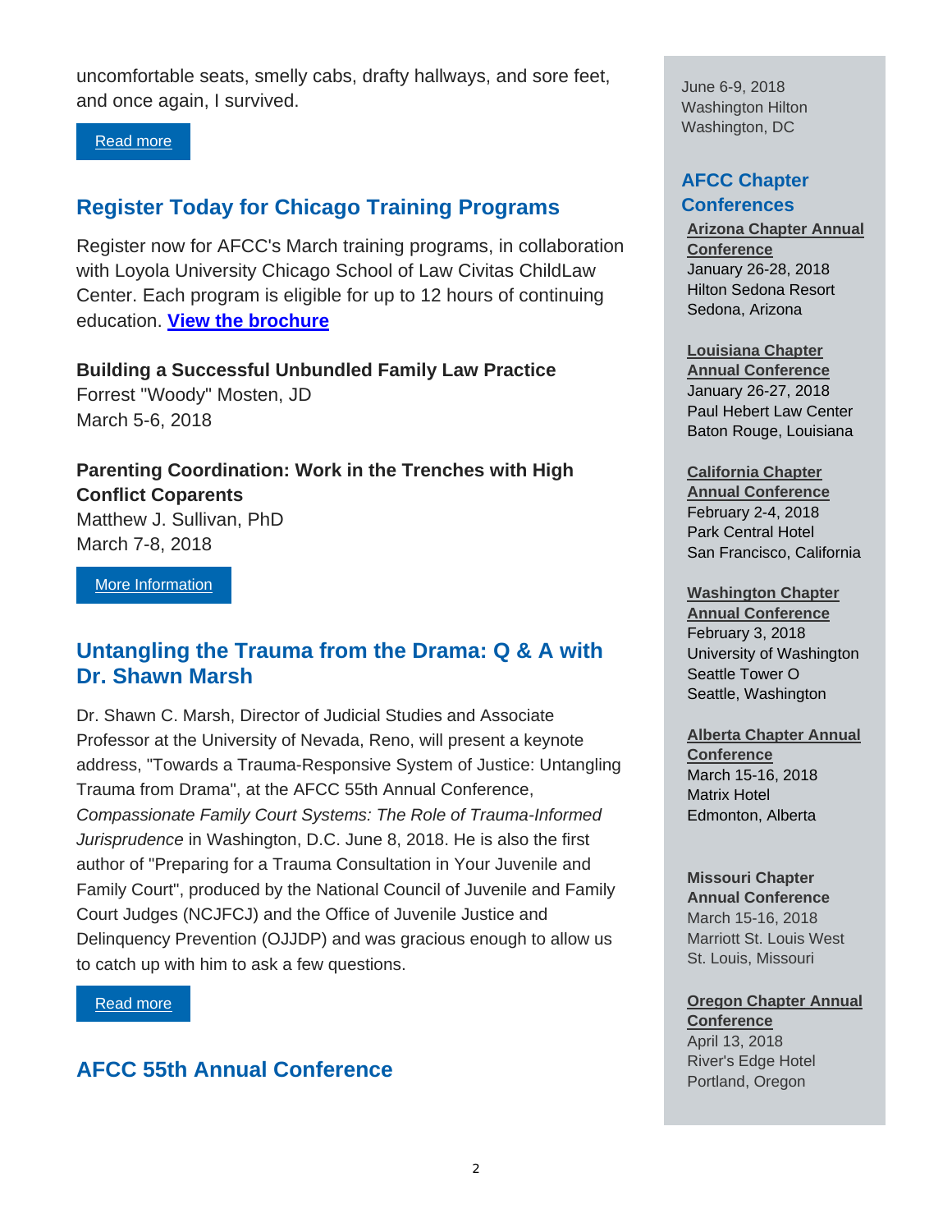uncomfortable seats, smelly cabs, drafty hallways, and sore feet, and once again, I survived.

Read more

## Register Today for Chicago Training Programs

Register now for AFCC's March training programs, in collaboration with Loyola University Chicago School of Law Civitas ChildLaw Center. Each program is eligible for up to 12 hours of continuing education. **View the brochure**

**Building a Successful Unbundled Family Law Practice**
Forrest "Woody" Mosten, JD
March 5-6, 2018

**Parenting Coordination: Work in the Trenches with High Conflict Coparents**
Matthew J. Sullivan, PhD
March 7-8, 2018

More Information

## Untangling the Trauma from the Drama: Q & A with Dr. Shawn Marsh

Dr. Shawn C. Marsh, Director of Judicial Studies and Associate Professor at the University of Nevada, Reno, will present a keynote address, "Towards a Trauma-Responsive System of Justice: Untangling Trauma from Drama", at the AFCC 55th Annual Conference, *Compassionate Family Court Systems: The Role of Trauma-Informed Jurisprudence* in Washington, D.C. June 8, 2018. He is also the first author of "Preparing for a Trauma Consultation in Your Juvenile and Family Court", produced by the National Council of Juvenile and Family Court Judges (NCJFCJ) and the Office of Juvenile Justice and Delinquency Prevention (OJJDP) and was gracious enough to allow us to catch up with him to ask a few questions.

Read more

## AFCC 55th Annual Conference

June 6-9, 2018
Washington Hilton
Washington, DC

## AFCC Chapter Conferences

**Arizona Chapter Annual Conference**
January 26-28, 2018
Hilton Sedona Resort
Sedona, Arizona

**Louisiana Chapter Annual Conference**
January 26-27, 2018
Paul Hebert Law Center
Baton Rouge, Louisiana

**California Chapter Annual Conference**
February 2-4, 2018
Park Central Hotel
San Francisco, California

**Washington Chapter Annual Conference**
February 3, 2018
University of Washington
Seattle Tower O
Seattle, Washington

**Alberta Chapter Annual Conference**
March 15-16, 2018
Matrix Hotel
Edmonton, Alberta

**Missouri Chapter Annual Conference**
March 15-16, 2018
Marriott St. Louis West
St. Louis, Missouri

**Oregon Chapter Annual Conference**
April 13, 2018
River's Edge Hotel
Portland, Oregon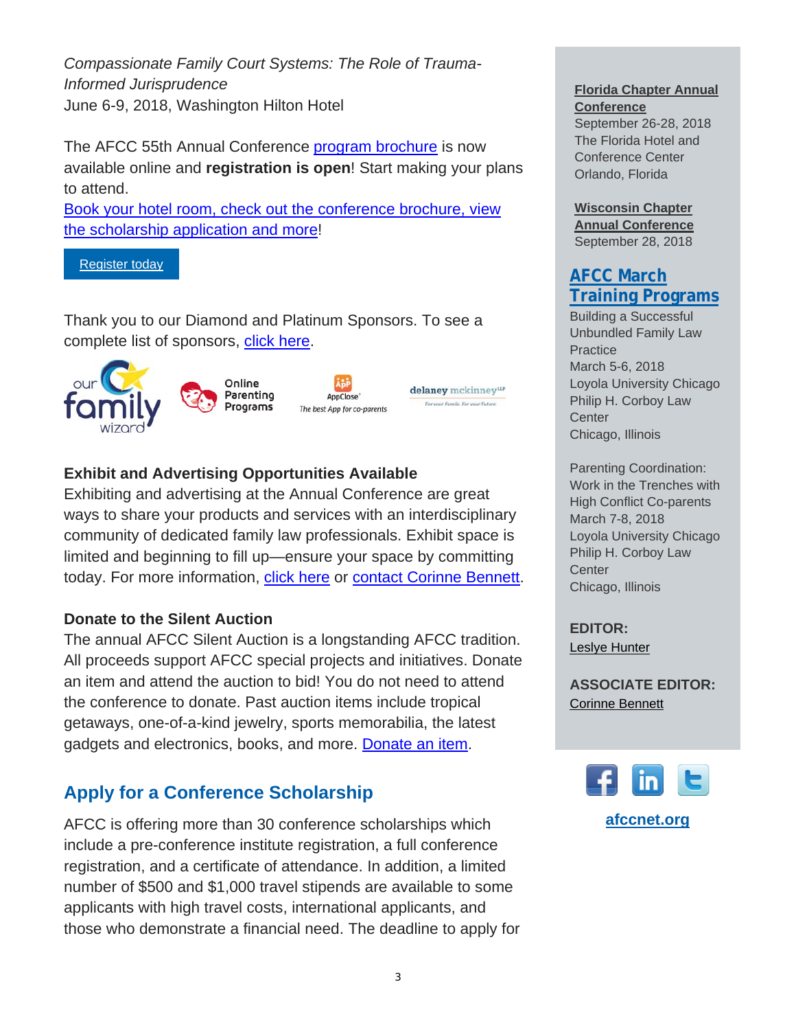*Compassionate Family Court Systems: The Role of Trauma-Informed Jurisprudence*
June 6-9, 2018, Washington Hilton Hotel

The AFCC 55th Annual Conference program brochure is now available online and **registration is open**! Start making your plans to attend.
Book your hotel room, check out the conference brochure, view the scholarship application and more!

Register today

Thank you to our Diamond and Platinum Sponsors. To see a complete list of sponsors, click here.

our family wizard | Online Parenting Programs | AppClose The best App for co-parents | delaney mckinney LLP For your Family. For your Future.

**Exhibit and Advertising Opportunities Available**
Exhibiting and advertising at the Annual Conference are great ways to share your products and services with an interdisciplinary community of dedicated family law professionals. Exhibit space is limited and beginning to fill up—ensure your space by committing today. For more information, click here or contact Corinne Bennett.

**Donate to the Silent Auction**
The annual AFCC Silent Auction is a longstanding AFCC tradition. All proceeds support AFCC special projects and initiatives. Donate an item and attend the auction to bid! You do not need to attend the conference to donate. Past auction items include tropical getaways, one-of-a-kind jewelry, sports memorabilia, the latest gadgets and electronics, books, and more. Donate an item.

## Apply for a Conference Scholarship

AFCC is offering more than 30 conference scholarships which include a pre-conference institute registration, a full conference registration, and a certificate of attendance. In addition, a limited number of $500 and $1,000 travel stipends are available to some applicants with high travel costs, international applicants, and those who demonstrate a financial need. The deadline to apply for

**Florida Chapter Annual Conference**
September 26-28, 2018
The Florida Hotel and Conference Center
Orlando, Florida

**Wisconsin Chapter Annual Conference**
September 28, 2018

## AFCC March Training Programs

Building a Successful Unbundled Family Law Practice
March 5-6, 2018
Loyola University Chicago
Philip H. Corboy Law Center
Chicago, Illinois

Parenting Coordination: Work in the Trenches with High Conflict Co-parents
March 7-8, 2018
Loyola University Chicago
Philip H. Corboy Law Center
Chicago, Illinois

**EDITOR:**
Leslye Hunter

**ASSOCIATE EDITOR:**
Corinne Bennett

**afccnet.org**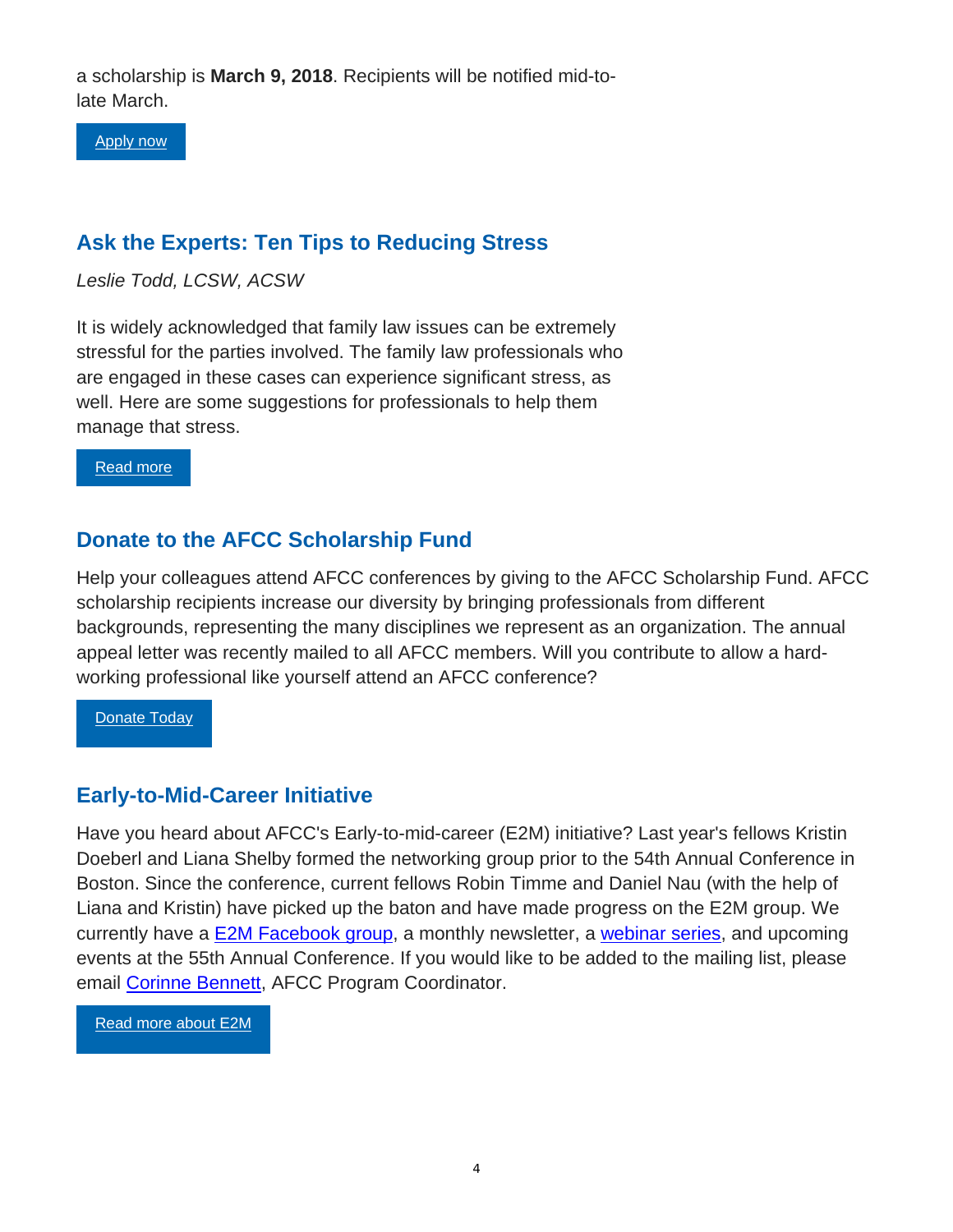a scholarship is **March 9, 2018**. Recipients will be notified mid-to-late March.

[Apply now]

## Ask the Experts: Ten Tips to Reducing Stress

*Leslie Todd, LCSW, ACSW*

It is widely acknowledged that family law issues can be extremely stressful for the parties involved. The family law professionals who are engaged in these cases can experience significant stress, as well. Here are some suggestions for professionals to help them manage that stress.

[Read more]

## Donate to the AFCC Scholarship Fund

Help your colleagues attend AFCC conferences by giving to the AFCC Scholarship Fund. AFCC scholarship recipients increase our diversity by bringing professionals from different backgrounds, representing the many disciplines we represent as an organization. The annual appeal letter was recently mailed to all AFCC members. Will you contribute to allow a hard-working professional like yourself attend an AFCC conference?

[Donate Today]

## Early-to-Mid-Career Initiative

Have you heard about AFCC's Early-to-mid-career (E2M) initiative? Last year's fellows Kristin Doeberl and Liana Shelby formed the networking group prior to the 54th Annual Conference in Boston. Since the conference, current fellows Robin Timme and Daniel Nau (with the help of Liana and Kristin) have picked up the baton and have made progress on the E2M group. We currently have a E2M Facebook group, a monthly newsletter, a webinar series, and upcoming events at the 55th Annual Conference. If you would like to be added to the mailing list, please email Corinne Bennett, AFCC Program Coordinator.

[Read more about E2M]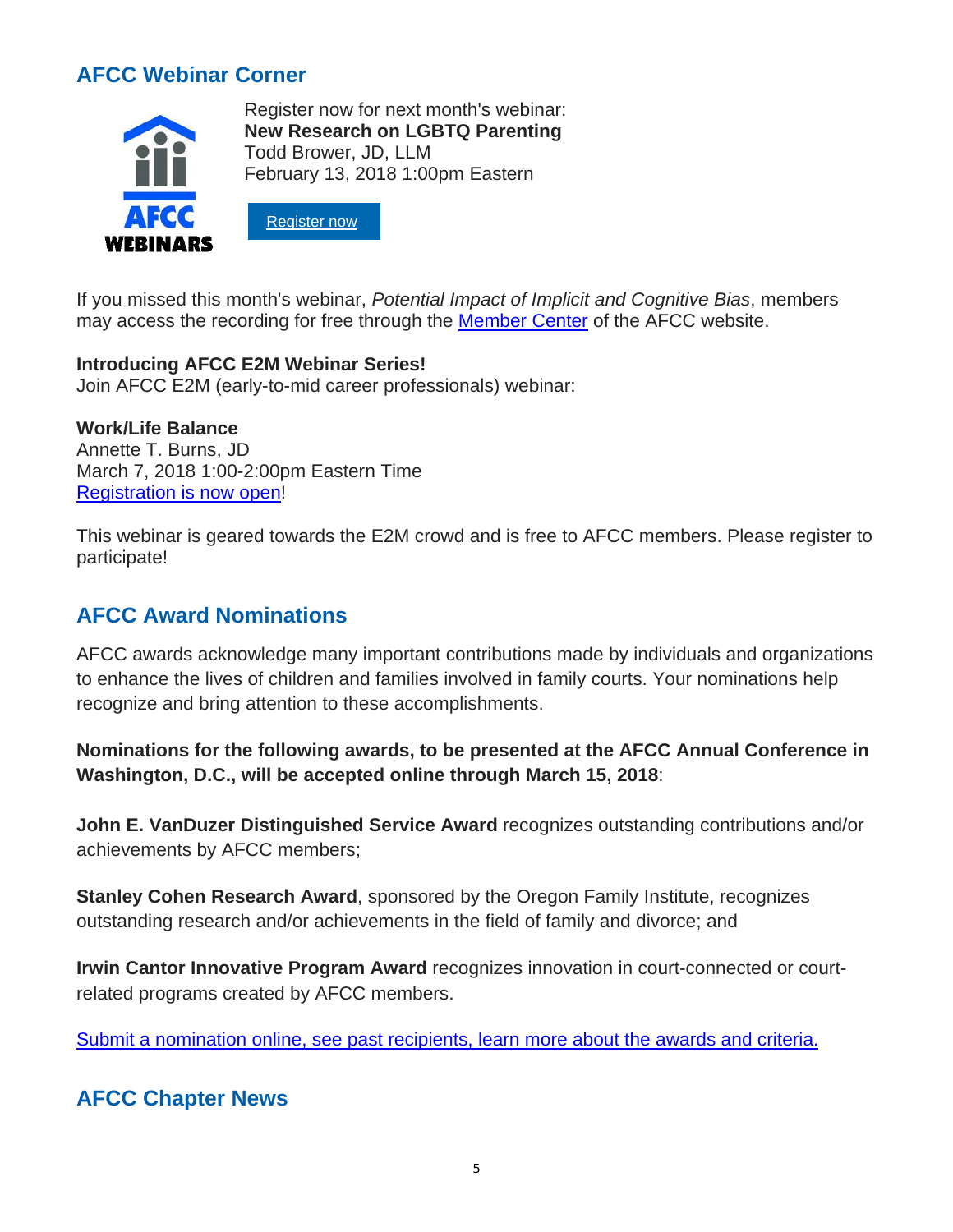## AFCC Webinar Corner

Register now for next month's webinar:
**New Research on LGBTQ Parenting**
Todd Brower, JD, LLM
February 13, 2018 1:00pm Eastern

Register now

If you missed this month's webinar, *Potential Impact of Implicit and Cognitive Bias*, members may access the recording for free through the Member Center of the AFCC website.

**Introducing AFCC E2M Webinar Series!**
Join AFCC E2M (early-to-mid career professionals) webinar:

**Work/Life Balance**
Annette T. Burns, JD
March 7, 2018 1:00-2:00pm Eastern Time
Registration is now open!

This webinar is geared towards the E2M crowd and is free to AFCC members. Please register to participate!

## AFCC Award Nominations

AFCC awards acknowledge many important contributions made by individuals and organizations to enhance the lives of children and families involved in family courts. Your nominations help recognize and bring attention to these accomplishments.

**Nominations for the following awards, to be presented at the AFCC Annual Conference in Washington, D.C., will be accepted online through March 15, 2018**:

**John E. VanDuzer Distinguished Service Award** recognizes outstanding contributions and/or achievements by AFCC members;

**Stanley Cohen Research Award**, sponsored by the Oregon Family Institute, recognizes outstanding research and/or achievements in the field of family and divorce; and

**Irwin Cantor Innovative Program Award** recognizes innovation in court-connected or court-related programs created by AFCC members.

Submit a nomination online, see past recipients, learn more about the awards and criteria.

## AFCC Chapter News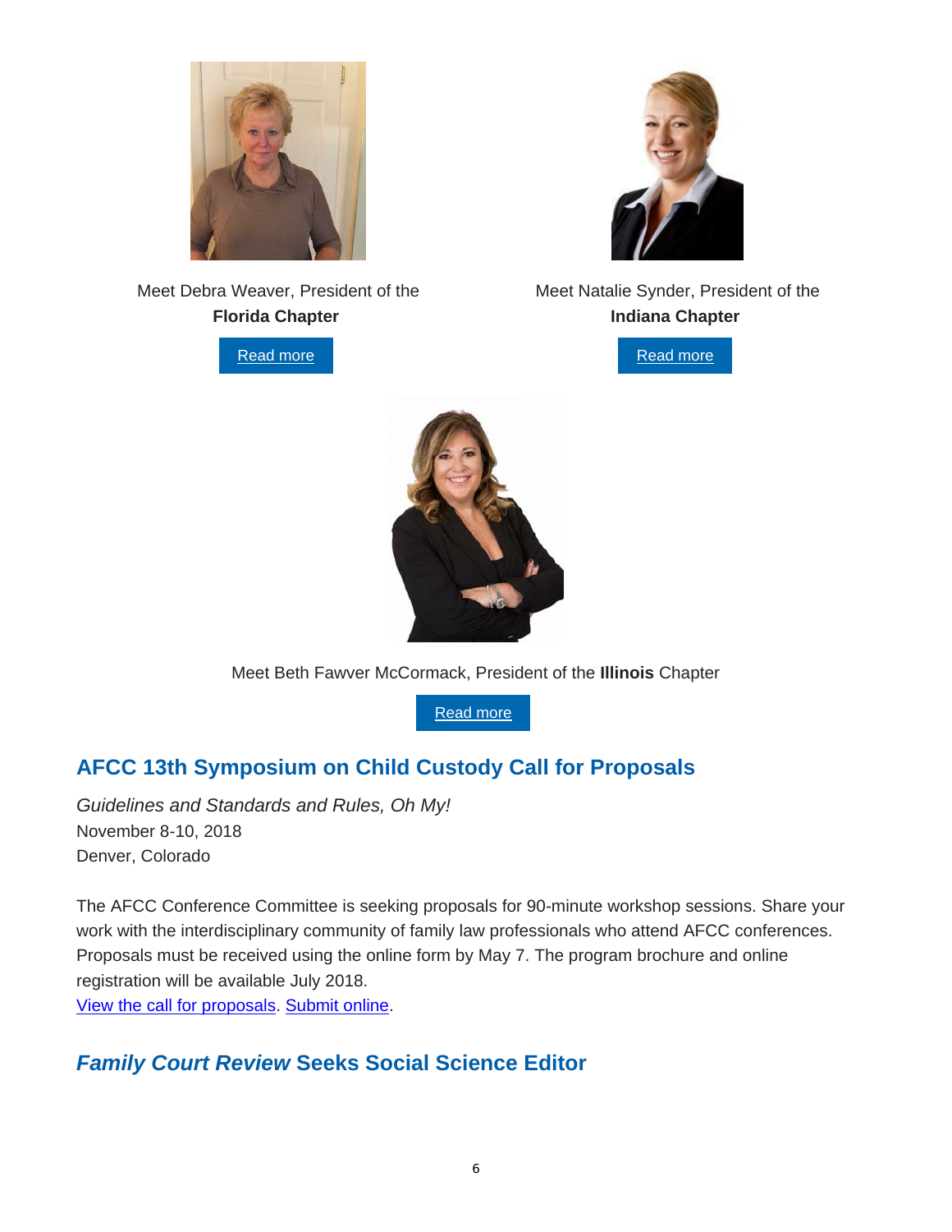Meet Debra Weaver, President of the **Florida Chapter**

Read more

Meet Natalie Synder, President of the **Indiana Chapter**

Read more

Meet Beth Fawver McCormack, President of the **Illinois** Chapter

Read more

## AFCC 13th Symposium on Child Custody Call for Proposals

*Guidelines and Standards and Rules, Oh My!*
November 8-10, 2018
Denver, Colorado

The AFCC Conference Committee is seeking proposals for 90-minute workshop sessions. Share your work with the interdisciplinary community of family law professionals who attend AFCC conferences. Proposals must be received using the online form by May 7. The program brochure and online registration will be available July 2018.
View the call for proposals. Submit online.

## *Family Court Review* Seeks Social Science Editor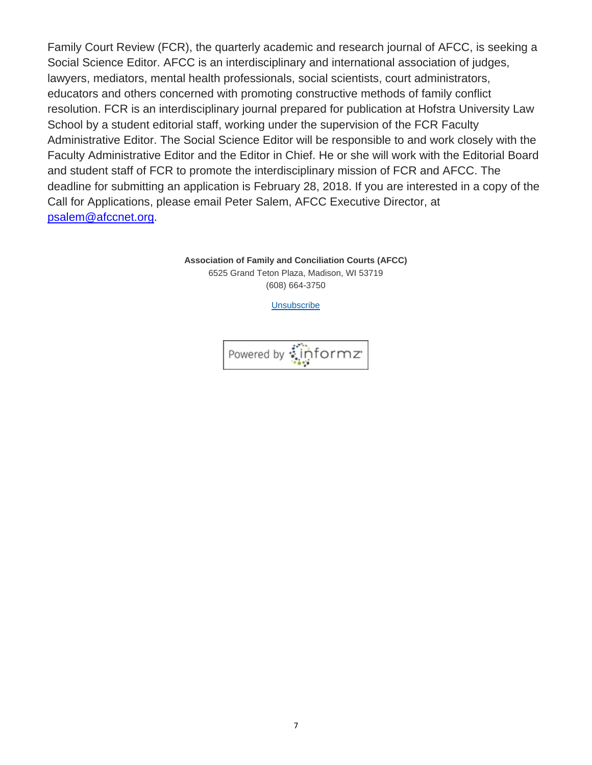Family Court Review (FCR), the quarterly academic and research journal of AFCC, is seeking a Social Science Editor. AFCC is an interdisciplinary and international association of judges, lawyers, mediators, mental health professionals, social scientists, court administrators, educators and others concerned with promoting constructive methods of family conflict resolution. FCR is an interdisciplinary journal prepared for publication at Hofstra University Law School by a student editorial staff, working under the supervision of the FCR Faculty Administrative Editor. The Social Science Editor will be responsible to and work closely with the Faculty Administrative Editor and the Editor in Chief. He or she will work with the Editorial Board and student staff of FCR to promote the interdisciplinary mission of FCR and AFCC. The deadline for submitting an application is February 28, 2018. If you are interested in a copy of the Call for Applications, please email Peter Salem, AFCC Executive Director, at psalem@afccnet.org.

**Association of Family and Conciliation Courts (AFCC)**
6525 Grand Teton Plaza, Madison, WI 53719
(608) 664-3750

Unsubscribe

Powered by informz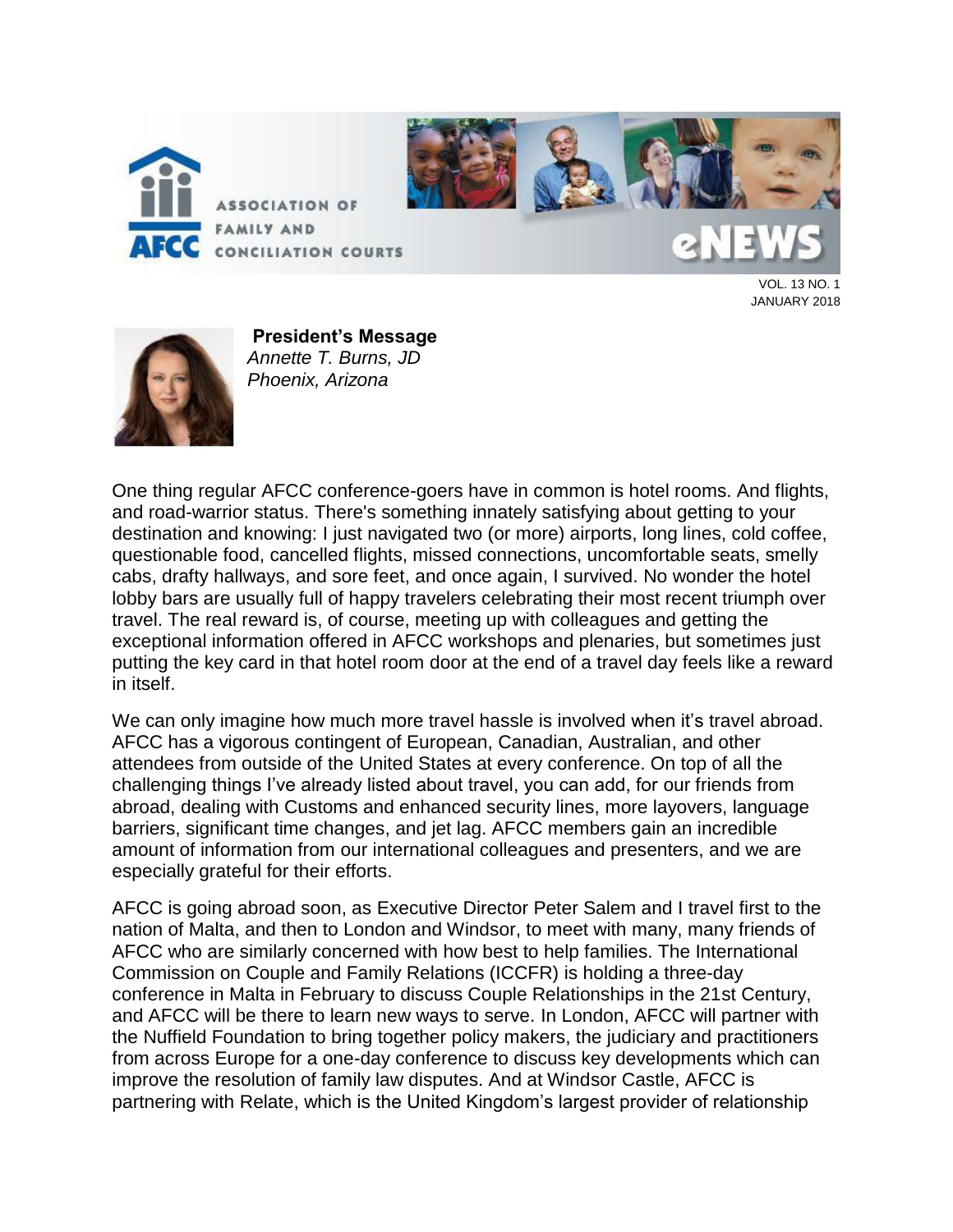ASSOCIATION OF FAMILY AND CONCILIATION COURTS

# eNEWS

VOL. 13 NO. 1
JANUARY 2018

## President's Message

*Annette T. Burns, JD*
*Phoenix, Arizona*

One thing regular AFCC conference-goers have in common is hotel rooms. And flights, and road-warrior status. There's something innately satisfying about getting to your destination and knowing: I just navigated two (or more) airports, long lines, cold coffee, questionable food, cancelled flights, missed connections, uncomfortable seats, smelly cabs, drafty hallways, and sore feet, and once again, I survived. No wonder the hotel lobby bars are usually full of happy travelers celebrating their most recent triumph over travel. The real reward is, of course, meeting up with colleagues and getting the exceptional information offered in AFCC workshops and plenaries, but sometimes just putting the key card in that hotel room door at the end of a travel day feels like a reward in itself.

We can only imagine how much more travel hassle is involved when it's travel abroad. AFCC has a vigorous contingent of European, Canadian, Australian, and other attendees from outside of the United States at every conference. On top of all the challenging things I've already listed about travel, you can add, for our friends from abroad, dealing with Customs and enhanced security lines, more layovers, language barriers, significant time changes, and jet lag. AFCC members gain an incredible amount of information from our international colleagues and presenters, and we are especially grateful for their efforts.

AFCC is going abroad soon, as Executive Director Peter Salem and I travel first to the nation of Malta, and then to London and Windsor, to meet with many, many friends of AFCC who are similarly concerned with how best to help families. The International Commission on Couple and Family Relations (ICCFR) is holding a three-day conference in Malta in February to discuss Couple Relationships in the 21st Century, and AFCC will be there to learn new ways to serve. In London, AFCC will partner with the Nuffield Foundation to bring together policy makers, the judiciary and practitioners from across Europe for a one-day conference to discuss key developments which can improve the resolution of family law disputes. And at Windsor Castle, AFCC is partnering with Relate, which is the United Kingdom's largest provider of relationship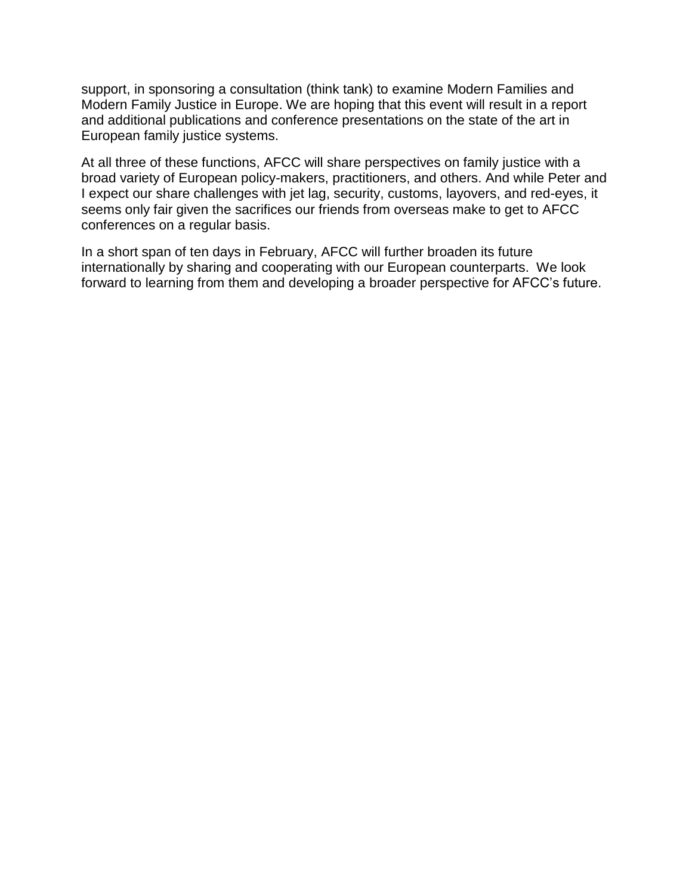support, in sponsoring a consultation (think tank) to examine Modern Families and Modern Family Justice in Europe. We are hoping that this event will result in a report and additional publications and conference presentations on the state of the art in European family justice systems.

At all three of these functions, AFCC will share perspectives on family justice with a broad variety of European policy-makers, practitioners, and others. And while Peter and I expect our share challenges with jet lag, security, customs, layovers, and red-eyes, it seems only fair given the sacrifices our friends from overseas make to get to AFCC conferences on a regular basis.

In a short span of ten days in February, AFCC will further broaden its future internationally by sharing and cooperating with our European counterparts. We look forward to learning from them and developing a broader perspective for AFCC's future.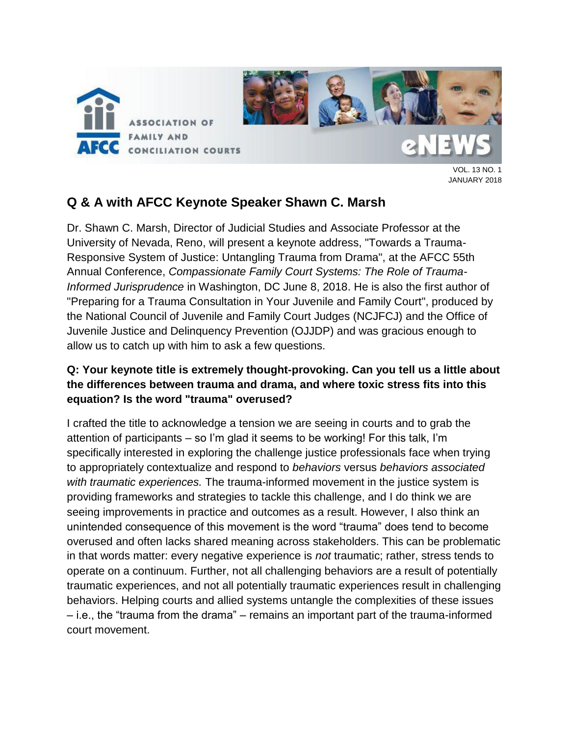ASSOCIATION OF FAMILY AND CONCILIATION COURTS

AFCC eNEWS

VOL. 13 NO. 1
JANUARY 2018

## Q & A with AFCC Keynote Speaker Shawn C. Marsh

Dr. Shawn C. Marsh, Director of Judicial Studies and Associate Professor at the University of Nevada, Reno, will present a keynote address, "Towards a Trauma-Responsive System of Justice: Untangling Trauma from Drama", at the AFCC 55th Annual Conference, *Compassionate Family Court Systems: The Role of Trauma-Informed Jurisprudence* in Washington, DC June 8, 2018. He is also the first author of "Preparing for a Trauma Consultation in Your Juvenile and Family Court", produced by the National Council of Juvenile and Family Court Judges (NCJFCJ) and the Office of Juvenile Justice and Delinquency Prevention (OJJDP) and was gracious enough to allow us to catch up with him to ask a few questions.

**Q: Your keynote title is extremely thought-provoking. Can you tell us a little about the differences between trauma and drama, and where toxic stress fits into this equation? Is the word "trauma" overused?**

I crafted the title to acknowledge a tension we are seeing in courts and to grab the attention of participants – so I'm glad it seems to be working! For this talk, I'm specifically interested in exploring the challenge justice professionals face when trying to appropriately contextualize and respond to *behaviors* versus *behaviors associated with traumatic experiences.* The trauma-informed movement in the justice system is providing frameworks and strategies to tackle this challenge, and I do think we are seeing improvements in practice and outcomes as a result. However, I also think an unintended consequence of this movement is the word "trauma" does tend to become overused and often lacks shared meaning across stakeholders. This can be problematic in that words matter: every negative experience is *not* traumatic; rather, stress tends to operate on a continuum. Further, not all challenging behaviors are a result of potentially traumatic experiences, and not all potentially traumatic experiences result in challenging behaviors. Helping courts and allied systems untangle the complexities of these issues – i.e., the "trauma from the drama" – remains an important part of the trauma-informed court movement.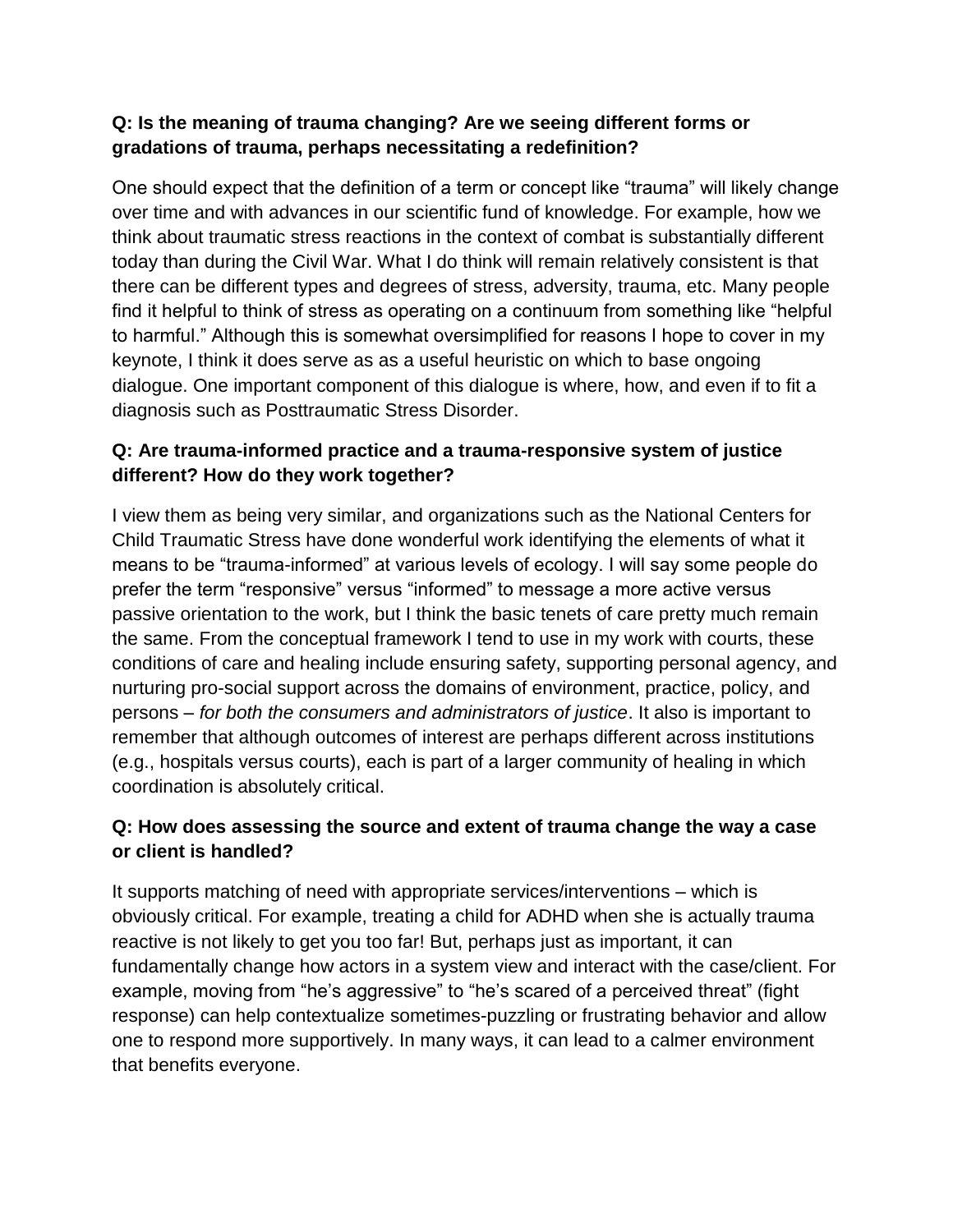**Q: Is the meaning of trauma changing? Are we seeing different forms or gradations of trauma, perhaps necessitating a redefinition?**

One should expect that the definition of a term or concept like "trauma" will likely change over time and with advances in our scientific fund of knowledge. For example, how we think about traumatic stress reactions in the context of combat is substantially different today than during the Civil War. What I do think will remain relatively consistent is that there can be different types and degrees of stress, adversity, trauma, etc. Many people find it helpful to think of stress as operating on a continuum from something like "helpful to harmful." Although this is somewhat oversimplified for reasons I hope to cover in my keynote, I think it does serve as as a useful heuristic on which to base ongoing dialogue. One important component of this dialogue is where, how, and even if to fit a diagnosis such as Posttraumatic Stress Disorder.

**Q: Are trauma-informed practice and a trauma-responsive system of justice different? How do they work together?**

I view them as being very similar, and organizations such as the National Centers for Child Traumatic Stress have done wonderful work identifying the elements of what it means to be "trauma-informed" at various levels of ecology. I will say some people do prefer the term "responsive" versus "informed" to message a more active versus passive orientation to the work, but I think the basic tenets of care pretty much remain the same. From the conceptual framework I tend to use in my work with courts, these conditions of care and healing include ensuring safety, supporting personal agency, and nurturing pro-social support across the domains of environment, practice, policy, and persons – *for both the consumers and administrators of justice*. It also is important to remember that although outcomes of interest are perhaps different across institutions (e.g., hospitals versus courts), each is part of a larger community of healing in which coordination is absolutely critical.

**Q: How does assessing the source and extent of trauma change the way a case or client is handled?**

It supports matching of need with appropriate services/interventions – which is obviously critical. For example, treating a child for ADHD when she is actually trauma reactive is not likely to get you too far! But, perhaps just as important, it can fundamentally change how actors in a system view and interact with the case/client. For example, moving from "he's aggressive" to "he's scared of a perceived threat" (fight response) can help contextualize sometimes-puzzling or frustrating behavior and allow one to respond more supportively. In many ways, it can lead to a calmer environment that benefits everyone.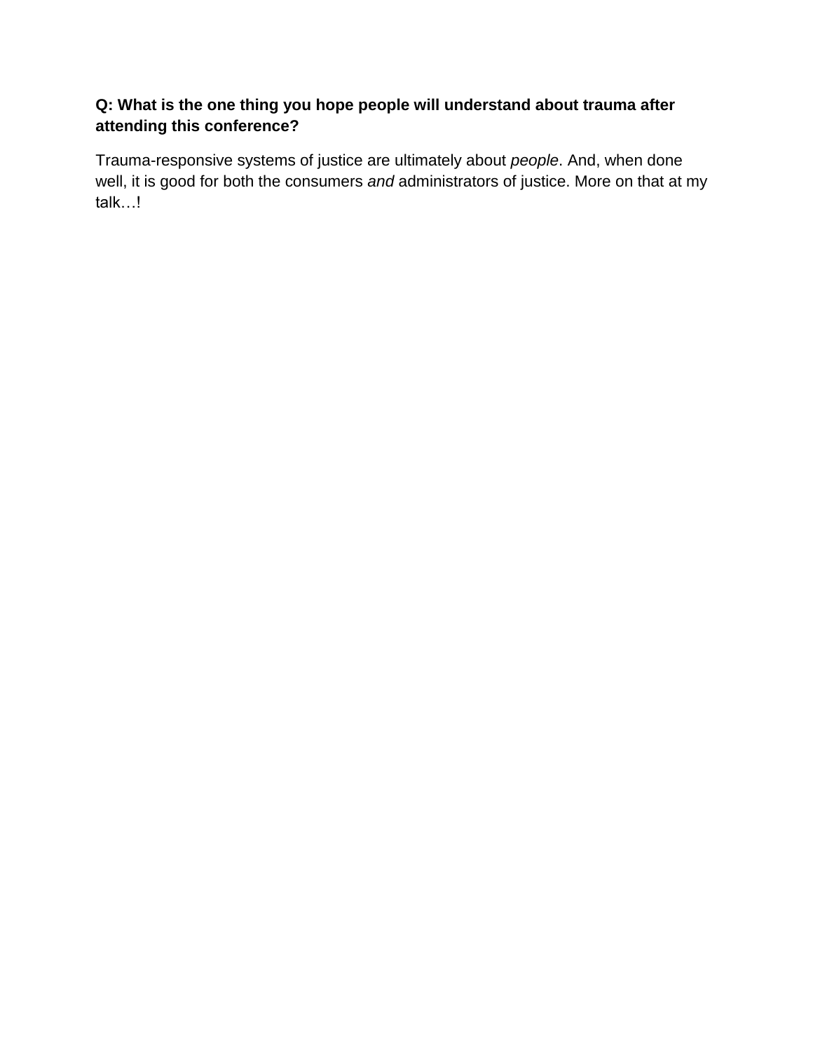**Q: What is the one thing you hope people will understand about trauma after attending this conference?**

Trauma-responsive systems of justice are ultimately about *people*. And, when done well, it is good for both the consumers *and* administrators of justice. More on that at my talk…!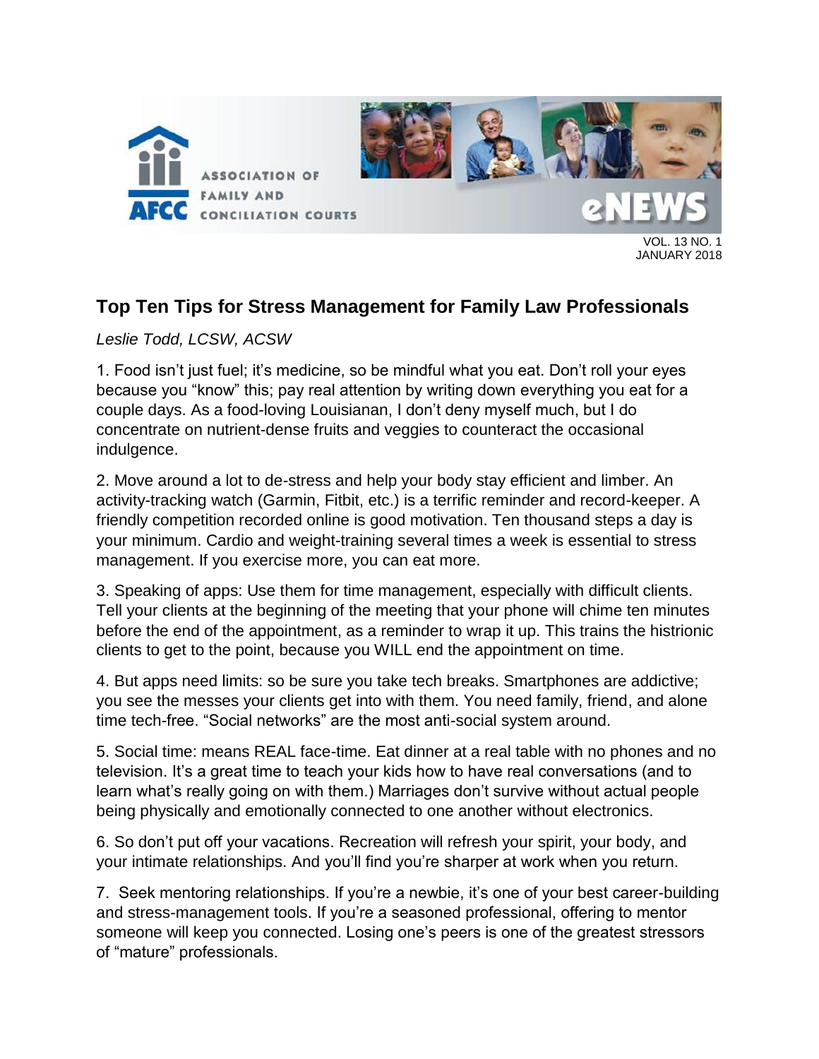## Top Ten Tips for Stress Management for Family Law Professionals

*Leslie Todd, LCSW, ACSW*

1. Food isn't just fuel; it's medicine, so be mindful what you eat. Don't roll your eyes because you "know" this; pay real attention by writing down everything you eat for a couple days. As a food-loving Louisianan, I don't deny myself much, but I do concentrate on nutrient-dense fruits and veggies to counteract the occasional indulgence.

2. Move around a lot to de-stress and help your body stay efficient and limber. An activity-tracking watch (Garmin, Fitbit, etc.) is a terrific reminder and record-keeper. A friendly competition recorded online is good motivation. Ten thousand steps a day is your minimum. Cardio and weight-training several times a week is essential to stress management. If you exercise more, you can eat more.

3. Speaking of apps: Use them for time management, especially with difficult clients. Tell your clients at the beginning of the meeting that your phone will chime ten minutes before the end of the appointment, as a reminder to wrap it up. This trains the histrionic clients to get to the point, because you WILL end the appointment on time.

4. But apps need limits: so be sure you take tech breaks. Smartphones are addictive; you see the messes your clients get into with them. You need family, friend, and alone time tech-free. "Social networks" are the most anti-social system around.

5. Social time: means REAL face-time. Eat dinner at a real table with no phones and no television. It's a great time to teach your kids how to have real conversations (and to learn what's really going on with them.) Marriages don't survive without actual people being physically and emotionally connected to one another without electronics.

6. So don't put off your vacations. Recreation will refresh your spirit, your body, and your intimate relationships. And you'll find you're sharper at work when you return.

7. Seek mentoring relationships. If you're a newbie, it's one of your best career-building and stress-management tools. If you're a seasoned professional, offering to mentor someone will keep you connected. Losing one's peers is one of the greatest stressors of "mature" professionals.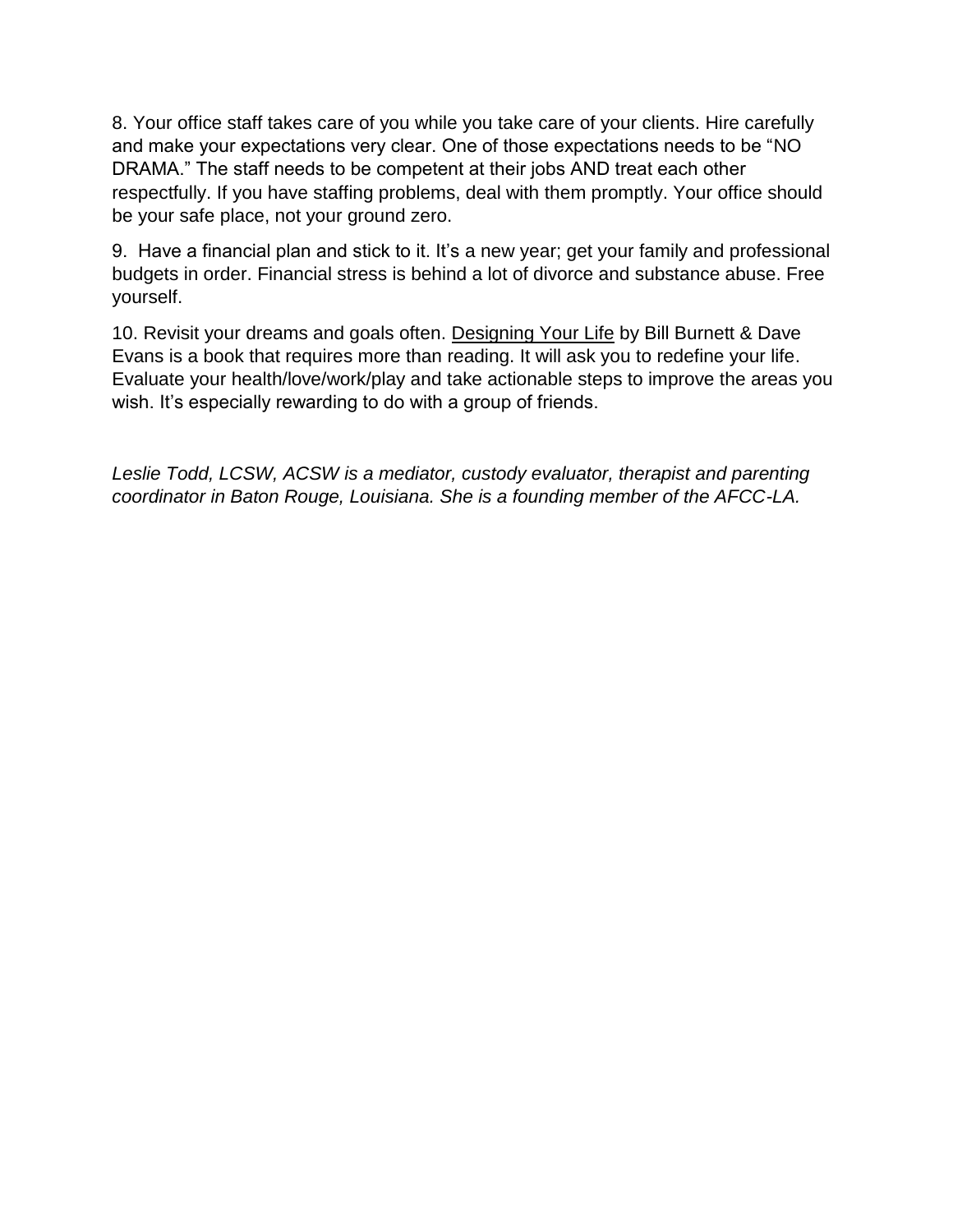8. Your office staff takes care of you while you take care of your clients. Hire carefully and make your expectations very clear. One of those expectations needs to be "NO DRAMA." The staff needs to be competent at their jobs AND treat each other respectfully. If you have staffing problems, deal with them promptly. Your office should be your safe place, not your ground zero.

9. Have a financial plan and stick to it. It's a new year; get your family and professional budgets in order. Financial stress is behind a lot of divorce and substance abuse. Free yourself.

10. Revisit your dreams and goals often. Designing Your Life by Bill Burnett & Dave Evans is a book that requires more than reading. It will ask you to redefine your life. Evaluate your health/love/work/play and take actionable steps to improve the areas you wish. It's especially rewarding to do with a group of friends.

*Leslie Todd, LCSW, ACSW is a mediator, custody evaluator, therapist and parenting coordinator in Baton Rouge, Louisiana. She is a founding member of the AFCC-LA.*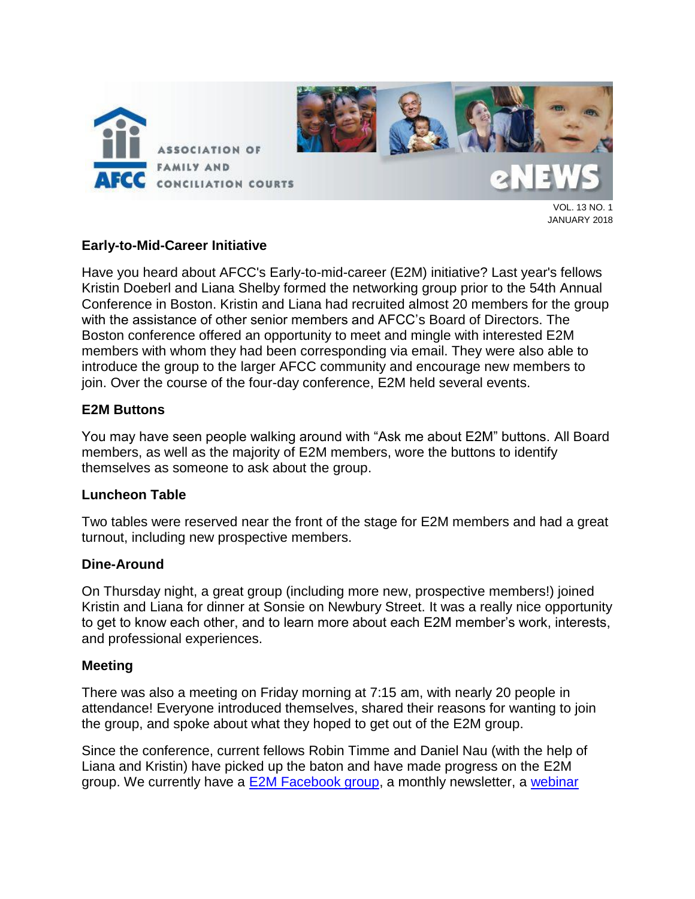## Early-to-Mid-Career Initiative

Have you heard about AFCC's Early-to-mid-career (E2M) initiative? Last year's fellows Kristin Doeberl and Liana Shelby formed the networking group prior to the 54th Annual Conference in Boston. Kristin and Liana had recruited almost 20 members for the group with the assistance of other senior members and AFCC's Board of Directors. The Boston conference offered an opportunity to meet and mingle with interested E2M members with whom they had been corresponding via email. They were also able to introduce the group to the larger AFCC community and encourage new members to join. Over the course of the four-day conference, E2M held several events.

### E2M Buttons

You may have seen people walking around with "Ask me about E2M" buttons. All Board members, as well as the majority of E2M members, wore the buttons to identify themselves as someone to ask about the group.

### Luncheon Table

Two tables were reserved near the front of the stage for E2M members and had a great turnout, including new prospective members.

### Dine-Around

On Thursday night, a great group (including more new, prospective members!) joined Kristin and Liana for dinner at Sonsie on Newbury Street. It was a really nice opportunity to get to know each other, and to learn more each E2M member's work, interests, and professional experiences.

### Meeting

There was also a meeting on Friday morning at 7:15 am, with nearly 20 people in attendance! Everyone introduced themselves, shared their reasons for wanting to join the group, and spoke about what they hoped to get out of the E2M group.

Since the conference, current fellows Robin Timme and Daniel Nau (with the help of Liana and Kristin) have picked up the baton and have made progress on the E2M group. We currently have a E2M Facebook group, a monthly newsletter, a webinar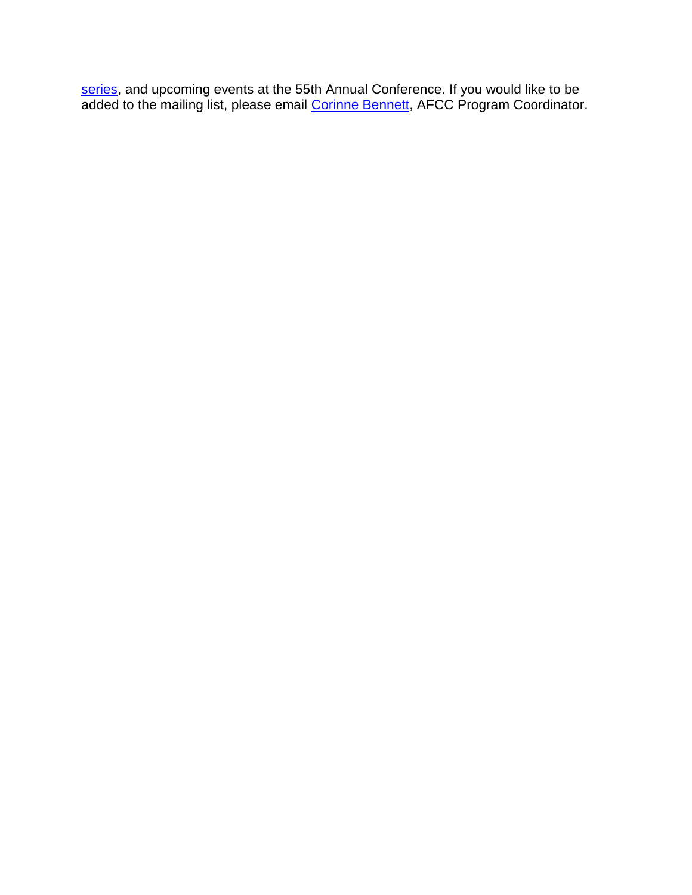series, and upcoming events at the 55th Annual Conference. If you would like to be added to the mailing list, please email Corinne Bennett, AFCC Program Coordinator.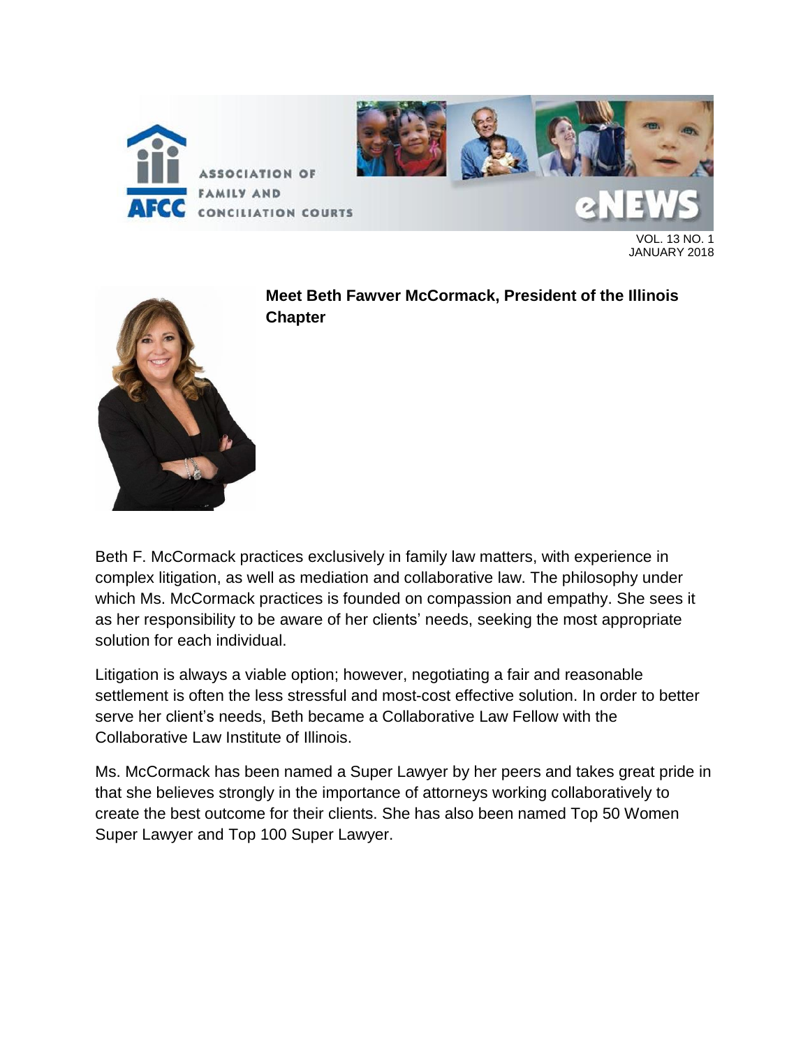## Meet Beth Fawver McCormack, President of the Illinois Chapter

Beth F. McCormack practices exclusively in family law matters, with experience in complex litigation, as well as mediation and collaborative law. The philosophy under which Ms. McCormack practices is founded on compassion and empathy. She sees it as her responsibility to be aware of her clients' needs, seeking the most appropriate solution for each individual.

Litigation is always a viable option; however, negotiating a fair and reasonable settlement is often the less stressful and most-cost effective solution. In order to better serve her client's needs, Beth became a Collaborative Law Fellow with the Collaborative Law Institute of Illinois.

Ms. McCormack has been named a Super Lawyer by her peers and takes great pride in that she believes strongly in the importance of attorneys working collaboratively to create the best outcome for their clients. She has also been named Top 50 Women Super Lawyer and Top 100 Super Lawyer.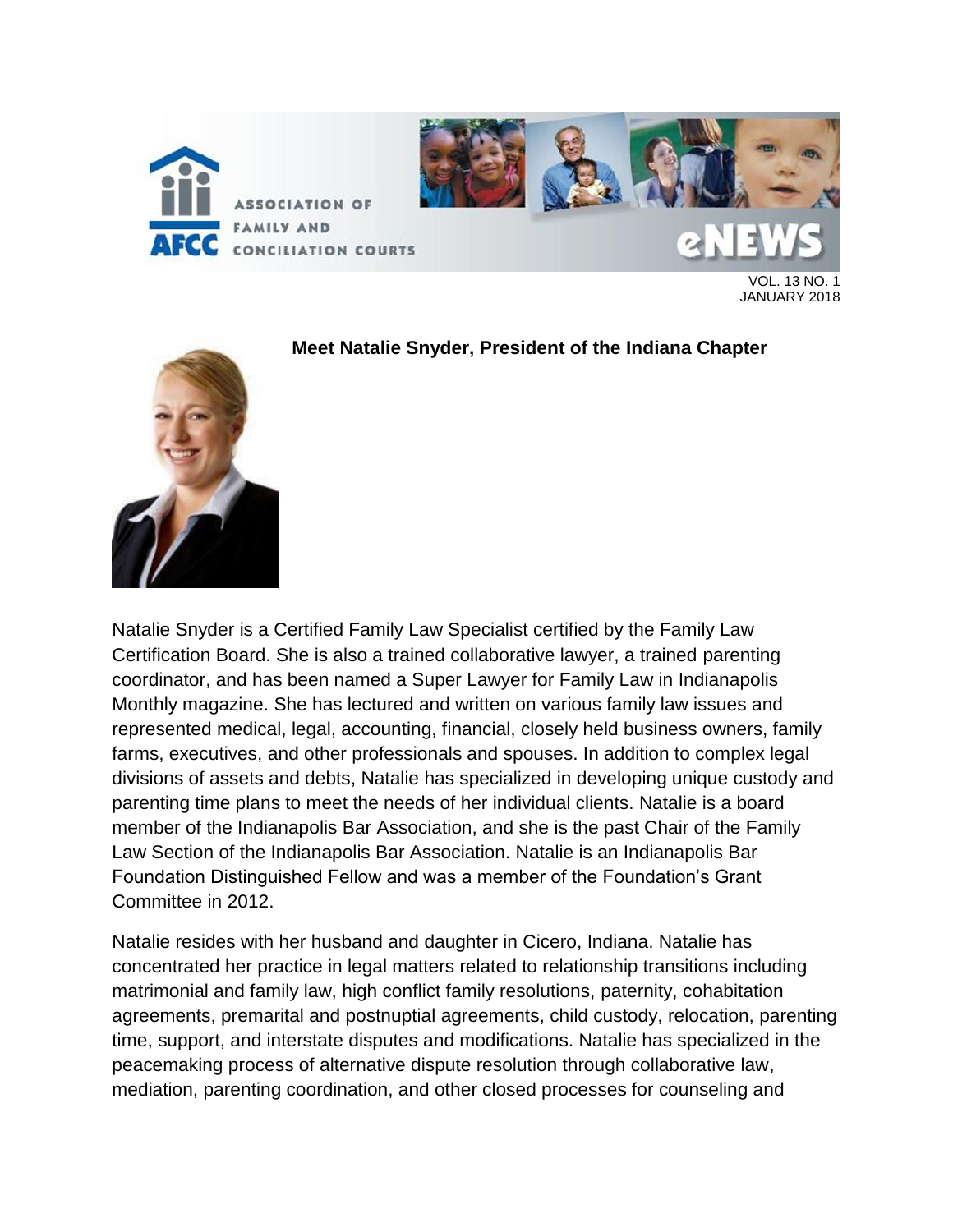## Meet Natalie Snyder, President of the Indiana Chapter

Natalie Snyder is a Certified Family Law Specialist certified by the Family Law Certification Board. She is also a trained collaborative lawyer, a trained parenting coordinator, and has been named a Super Lawyer for Family Law in Indianapolis Monthly magazine. She has lectured and written on various family law issues and represented medical, legal, accounting, financial, closely held business owners, family farms, executives, and other professionals and spouses. In addition to complex legal divisions of assets and debts, Natalie has specialized in developing unique custody and parenting time plans to meet the needs of her individual clients. Natalie is a board member of the Indianapolis Bar Association, and she is the past Chair of the Family Law Section of the Indianapolis Bar Association. Natalie is an Indianapolis Bar Foundation Distinguished Fellow and was a member of the Foundation's Grant Committee in 2012.

Natalie resides with her husband and daughter in Cicero, Indiana. Natalie has concentrated her practice in legal matters related to relationship transitions including matrimonial and family law, high conflict family resolutions, paternity, cohabitation agreements, premarital and postnuptial agreements, child custody, relocation, parenting time, support, and interstate disputes and modifications. Natalie has specialized in the peacemaking process of alternative dispute resolution through collaborative law, mediation, parenting coordination, and other closed processes for counseling and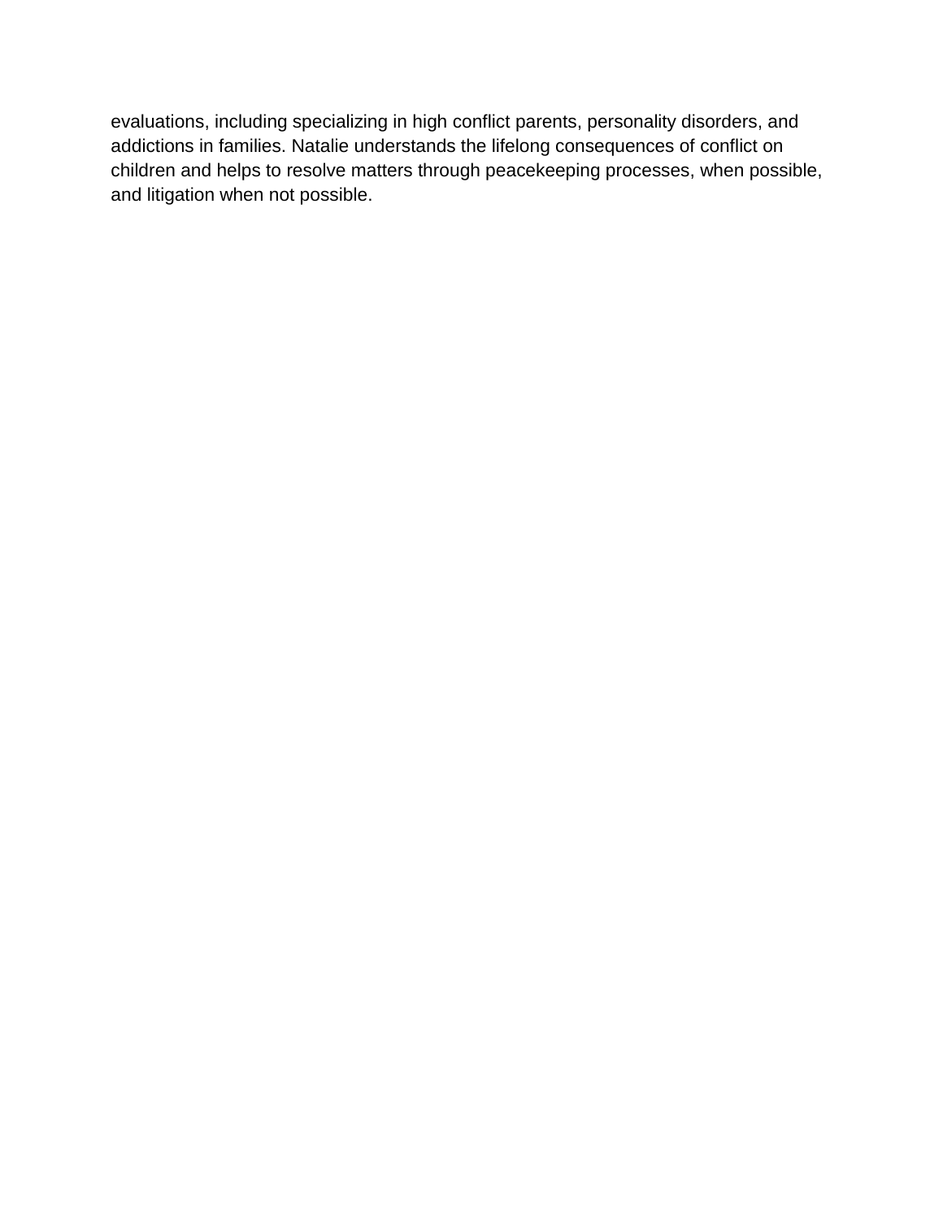evaluations, including specializing in high conflict parents, personality disorders, and addictions in families. Natalie understands the lifelong consequences of conflict on children and helps to resolve matters through peacekeeping processes, when possible, and litigation when not possible.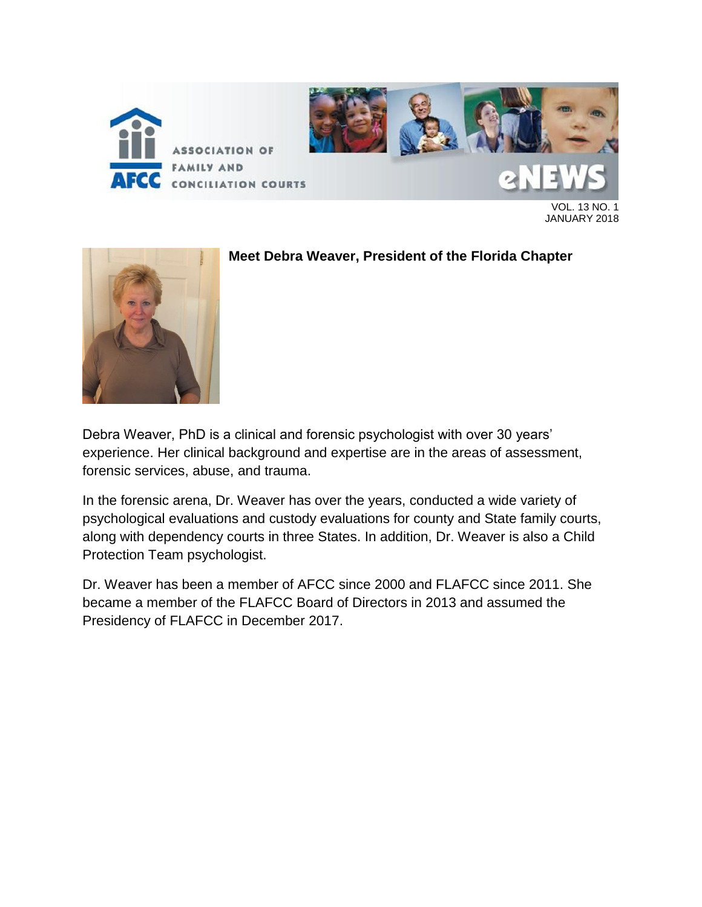## Meet Debra Weaver, President of the Florida Chapter

Debra Weaver, PhD is a clinical and forensic psychologist with over 30 years' experience. Her clinical background and expertise are in the areas of assessment, forensic services, abuse, and trauma.

In the forensic arena, Dr. Weaver has over the years, conducted a wide variety of psychological evaluations and custody evaluations for county and State family courts, along with dependency courts in three States. In addition, Dr. Weaver is also a Child Protection Team psychologist.

Dr. Weaver has been a member of AFCC since 2000 and FLAFCC since 2011. She became a member of the FLAFCC Board of Directors in 2013 and assumed the Presidency of FLAFCC in December 2017.